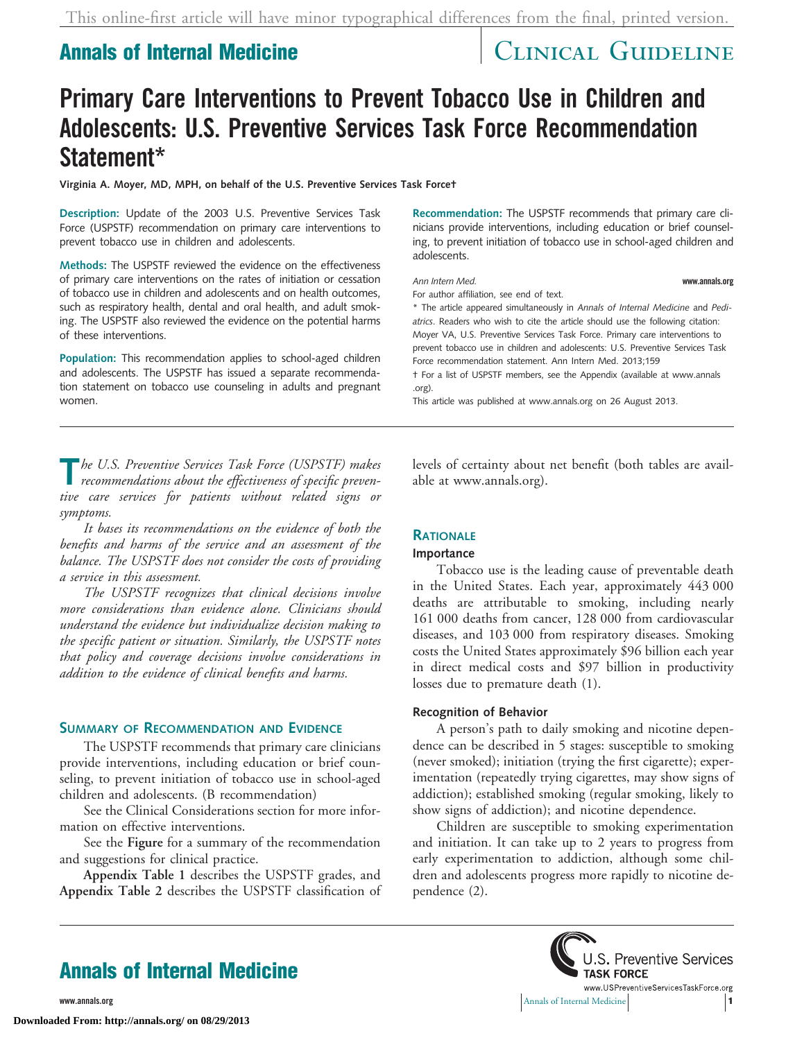# Primary Care Interventions to Prevent Tobacco Use in Children and Adolescents: U.S. Preventive Services Task Force Recommendation Statement*

**Virginia A. Moyer, MD, MPH, on behalf of the U.S. Preventive Services Task Force†**

**Description:** Update of the 2003 U.S. Preventive Services Task Force (USPSTF) recommendation on primary care interventions to prevent tobacco use in children and adolescents.

**Methods:** The USPSTF reviewed the evidence on the effectiveness of primary care interventions on the rates of initiation or cessation of tobacco use in children and adolescents and on health outcomes, such as respiratory health, dental and oral health, and adult smoking. The USPSTF also reviewed the evidence on the potential harms of these interventions.

**Population:** This recommendation applies to school-aged children and adolescents. The USPSTF has issued a separate recommendation statement on tobacco use counseling in adults and pregnant women.

**Recommendation:** The USPSTF recommends that primary care clinicians provide interventions, including education or brief counseling, to prevent initiation of tobacco use in school-aged children and adolescents.

*Ann Intern Med.*

For author affiliation, see end of text.

* The article appeared simultaneously in *Annals of Internal Medicine* and *Pediatrics*. Readers who wish to cite the article should use the following citation: Moyer VA, U.S. Preventive Services Task Force. Primary care interventions to prevent tobacco use in children and adolescents: U.S. Preventive Services Task Force recommendation statement. Ann Intern Med. 2013;159

† For a list of USPSTF members, see the Appendix (available at www.annals.org).

This article was published at www.annals.org on 26 August 2013.

*The U.S. Preventive Services Task Force (USPSTF) makes recommendations about the effectiveness of specific preventive care services for patients without related signs or symptoms.*

*It bases its recommendations on the evidence of both the benefits and harms of the service and an assessment of the balance. The USPSTF does not consider the costs of providing a service in this assessment.*

*The USPSTF recognizes that clinical decisions involve more considerations than evidence alone. Clinicians should understand the evidence but individualize decision making to the specific patient or situation. Similarly, the USPSTF notes that policy and coverage decisions involve considerations in addition to the evidence of clinical benefits and harms.*

## Summary of Recommendation and Evidence

The USPSTF recommends that primary care clinicians provide interventions, including education or brief counseling, to prevent initiation of tobacco use in school-aged children and adolescents. (B recommendation)

See the Clinical Considerations section for more information on effective interventions.

See the **Figure** for a summary of the recommendation and suggestions for clinical practice.

**Appendix Table 1** describes the USPSTF grades, and **Appendix Table 2** describes the USPSTF classification of levels of certainty about net benefit (both tables are available at www.annals.org).

## Rationale

### Importance

Tobacco use is the leading cause of preventable death in the United States. Each year, approximately 443 000 deaths are attributable to smoking, including nearly 161 000 deaths from cancer, 128 000 from cardiovascular diseases, and 103 000 from respiratory diseases. Smoking costs the United States approximately $96 billion each year in direct medical costs and $97 billion in productivity losses due to premature death (1).

### Recognition of Behavior

A person's path to daily smoking and nicotine dependence can be described in 5 stages: susceptible to smoking (never smoked); initiation (trying the first cigarette); experimentation (repeatedly trying cigarettes, may show signs of addiction); established smoking (regular smoking, likely to show signs of addiction); and nicotine dependence.

Children are susceptible to smoking experimentation and initiation. It can take up to 2 years to progress from early experimentation to addiction, although some children and adolescents progress more rapidly to nicotine dependence (2).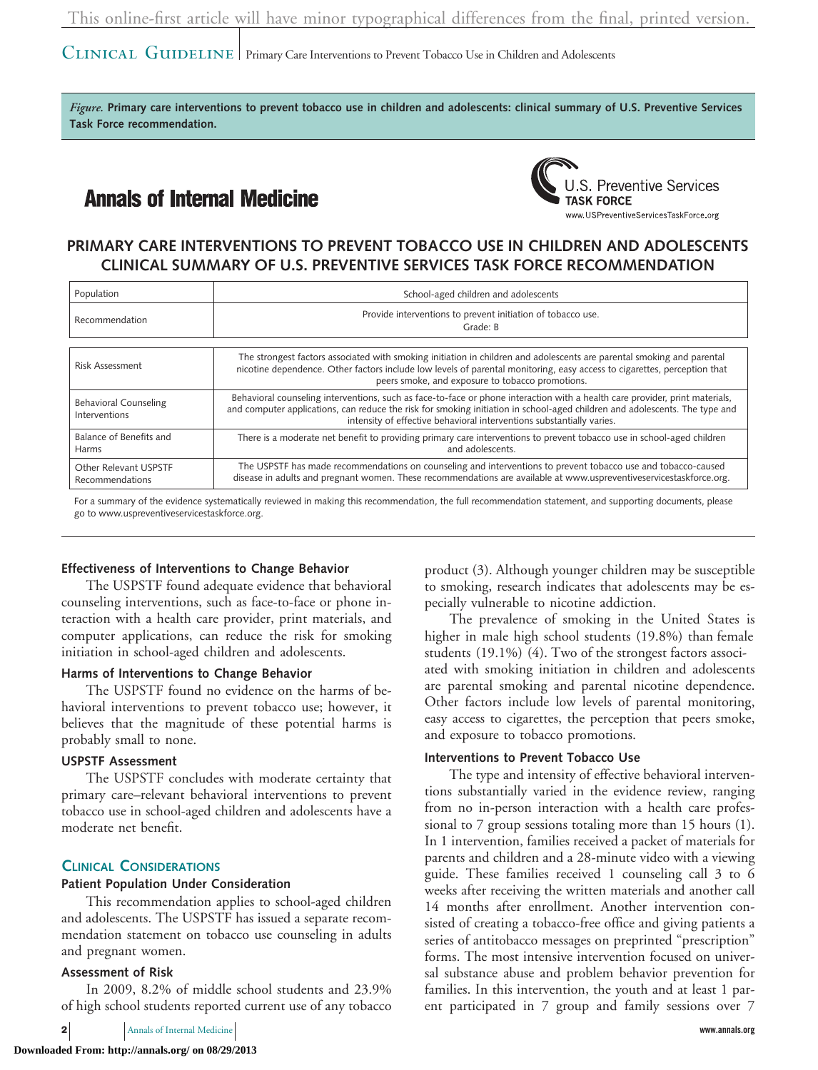*Figure.* **Primary care interventions to prevent tobacco use in children and adolescents: clinical summary of U.S. Preventive Services Task Force recommendation.**

**Annals of Internal Medicine**

U.S. Preventive Services TASK FORCE
www.USPreventiveServicesTaskForce.org

## PRIMARY CARE INTERVENTIONS TO PREVENT TOBACCO USE IN CHILDREN AND ADOLESCENTS CLINICAL SUMMARY OF U.S. PREVENTIVE SERVICES TASK FORCE RECOMMENDATION

| | |
|---|---|
| Population | School-aged children and adolescents |
| Recommendation | Provide interventions to prevent initiation of tobacco use. Grade: B |
| Risk Assessment | The strongest factors associated with smoking initiation in children and adolescents are parental smoking and parental nicotine dependence. Other factors include low levels of parental monitoring, easy access to cigarettes, perception that peers smoke, and exposure to tobacco promotions. |
| Behavioral Counseling Interventions | Behavioral counseling interventions, such as face-to-face or phone interaction with a health care provider, print materials, and computer applications, can reduce the risk for smoking initiation in school-aged children and adolescents. The type and intensity of effective behavioral interventions substantially varies. |
| Balance of Benefits and Harms | There is a moderate net benefit to providing primary care interventions to prevent tobacco use in school-aged children and adolescents. |
| Other Relevant USPSTF Recommendations | The USPSTF has made recommendations on counseling and interventions to prevent tobacco use and tobacco-caused disease in adults and pregnant women. These recommendations are available at www.uspreventiveservicestaskforce.org. |

For a summary of the evidence systematically reviewed in making this recommendation, the full recommendation statement, and supporting documents, please go to www.uspreventiveservicestaskforce.org.

### Effectiveness of Interventions to Change Behavior

The USPSTF found adequate evidence that behavioral counseling interventions, such as face-to-face or phone interaction with a health care provider, print materials, and computer applications, can reduce the risk for smoking initiation in school-aged children and adolescents.

### Harms of Interventions to Change Behavior

The USPSTF found no evidence on the harms of behavioral interventions to prevent tobacco use; however, it believes that the magnitude of these potential harms is probably small to none.

### USPSTF Assessment

The USPSTF concludes with moderate certainty that primary care–relevant behavioral interventions to prevent tobacco use in school-aged children and adolescents have a moderate net benefit.

## Clinical Considerations

### Patient Population Under Consideration

This recommendation applies to school-aged children and adolescents. The USPSTF has issued a separate recommendation statement on tobacco use counseling in adults and pregnant women.

### Assessment of Risk

In 2009, 8.2% of middle school students and 23.9% of high school students reported current use of any tobacco product (3). Although younger children may be susceptible to smoking, research indicates that adolescents may be especially vulnerable to nicotine addiction.

The prevalence of smoking in the United States is higher in male high school students (19.8%) than female students (19.1%) (4). Two of the strongest factors associated with smoking initiation in children and adolescents are parental smoking and parental nicotine dependence. Other factors include low levels of parental monitoring, easy access to cigarettes, the perception that peers smoke, and exposure to tobacco promotions.

### Interventions to Prevent Tobacco Use

The type and intensity of effective behavioral interventions substantially varied in the evidence review, ranging from no in-person interaction with a health care professional to 7 group sessions totaling more than 15 hours (1). In 1 intervention, families received a packet of materials for parents and children and a 28-minute video with a viewing guide. These families received 1 counseling call 3 to 6 weeks after receiving the written materials and another call 14 months after enrollment. Another intervention consisted of creating a tobacco-free office and giving patients a series of antitobacco messages on preprinted "prescription" forms. The most intensive intervention focused on universal substance abuse and problem behavior prevention for families. In this intervention, the youth and at least 1 parent participated in 7 group and family sessions over 7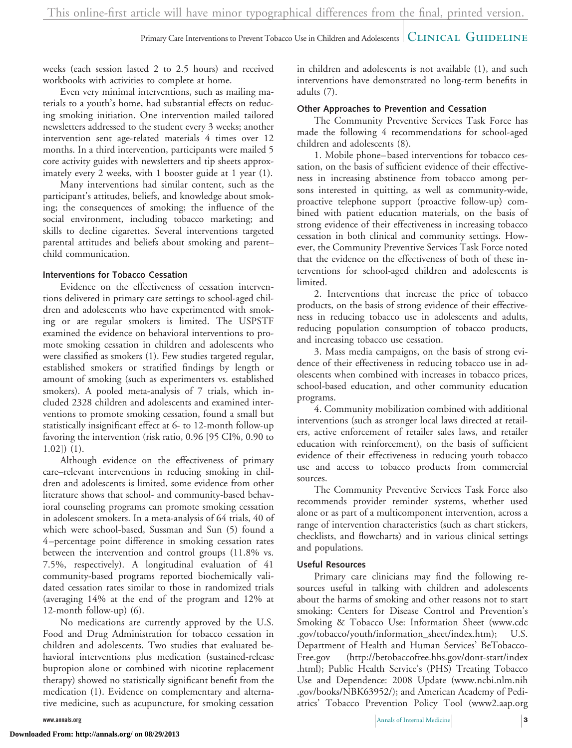weeks (each session lasted 2 to 2.5 hours) and received workbooks with activities to complete at home.

Even very minimal interventions, such as mailing materials to a youth's home, had substantial effects on reducing smoking initiation. One intervention mailed tailored newsletters addressed to the student every 3 weeks; another intervention sent age-related materials 4 times over 12 months. In a third intervention, participants were mailed 5 core activity guides with newsletters and tip sheets approximately every 2 weeks, with 1 booster guide at 1 year (1).

Many interventions had similar content, such as the participant's attitudes, beliefs, and knowledge about smoking; the consequences of smoking; the influence of the social environment, including tobacco marketing; and skills to decline cigarettes. Several interventions targeted parental attitudes and beliefs about smoking and parent–child communication.

### Interventions for Tobacco Cessation

Evidence on the effectiveness of cessation interventions delivered in primary care settings to school-aged children and adolescents who have experimented with smoking or are regular smokers is limited. The USPSTF examined the evidence on behavioral interventions to promote smoking cessation in children and adolescents who were classified as smokers (1). Few studies targeted regular, established smokers or stratified findings by length or amount of smoking (such as experimenters vs. established smokers). A pooled meta-analysis of 7 trials, which included 2328 children and adolescents and examined interventions to promote smoking cessation, found a small but statistically insignificant effect at 6- to 12-month follow-up favoring the intervention (risk ratio, 0.96 [95 CI%, 0.90 to 1.02]) (1).

Although evidence on the effectiveness of primary care–relevant interventions in reducing smoking in children and adolescents is limited, some evidence from other literature shows that school- and community-based behavioral counseling programs can promote smoking cessation in adolescent smokers. In a meta-analysis of 64 trials, 40 of which were school-based, Sussman and Sun (5) found a 4–percentage point difference in smoking cessation rates between the intervention and control groups (11.8% vs. 7.5%, respectively). A longitudinal evaluation of 41 community-based programs reported biochemically validated cessation rates similar to those in randomized trials (averaging 14% at the end of the program and 12% at 12-month follow-up) (6).

No medications are currently approved by the U.S. Food and Drug Administration for tobacco cessation in children and adolescents. Two studies that evaluated behavioral interventions plus medication (sustained-release bupropion alone or combined with nicotine replacement therapy) showed no statistically significant benefit from the medication (1). Evidence on complementary and alternative medicine, such as acupuncture, for smoking cessation in children and adolescents is not available (1), and such interventions have demonstrated no long-term benefits in adults (7).

### Other Approaches to Prevention and Cessation

The Community Preventive Services Task Force has made the following 4 recommendations for school-aged children and adolescents (8).

1. Mobile phone–based interventions for tobacco cessation, on the basis of sufficient evidence of their effectiveness in increasing abstinence from tobacco among persons interested in quitting, as well as community-wide, proactive telephone support (proactive follow-up) combined with patient education materials, on the basis of strong evidence of their effectiveness in increasing tobacco cessation in both clinical and community settings. However, the Community Preventive Services Task Force noted that the evidence on the effectiveness of both of these interventions for school-aged children and adolescents is limited.

2. Interventions that increase the price of tobacco products, on the basis of strong evidence of their effectiveness in reducing tobacco use in adolescents and adults, reducing population consumption of tobacco products, and increasing tobacco use cessation.

3. Mass media campaigns, on the basis of strong evidence of their effectiveness in reducing tobacco use in adolescents when combined with increases in tobacco prices, school-based education, and other community education programs.

4. Community mobilization combined with additional interventions (such as stronger local laws directed at retailers, active enforcement of retailer sales laws, and retailer education with reinforcement), on the basis of sufficient evidence of their effectiveness in reducing youth tobacco use and access to tobacco products from commercial sources.

The Community Preventive Services Task Force also recommends provider reminder systems, whether used alone or as part of a multicomponent intervention, across a range of intervention characteristics (such as chart stickers, checklists, and flowcharts) and in various clinical settings and populations.

### Useful Resources

Primary care clinicians may find the following resources useful in talking with children and adolescents about the harms of smoking and other reasons not to start smoking: Centers for Disease Control and Prevention's Smoking & Tobacco Use: Information Sheet (www.cdc.gov/tobacco/youth/information_sheet/index.htm); U.S. Department of Health and Human Services' BeTobacco-Free.gov (http://betobaccofree.hhs.gov/dont-start/index.html); Public Health Service's (PHS) Treating Tobacco Use and Dependence: 2008 Update (www.ncbi.nlm.nih.gov/books/NBK63952/); and American Academy of Pediatrics' Tobacco Prevention Policy Tool (www2.aap.org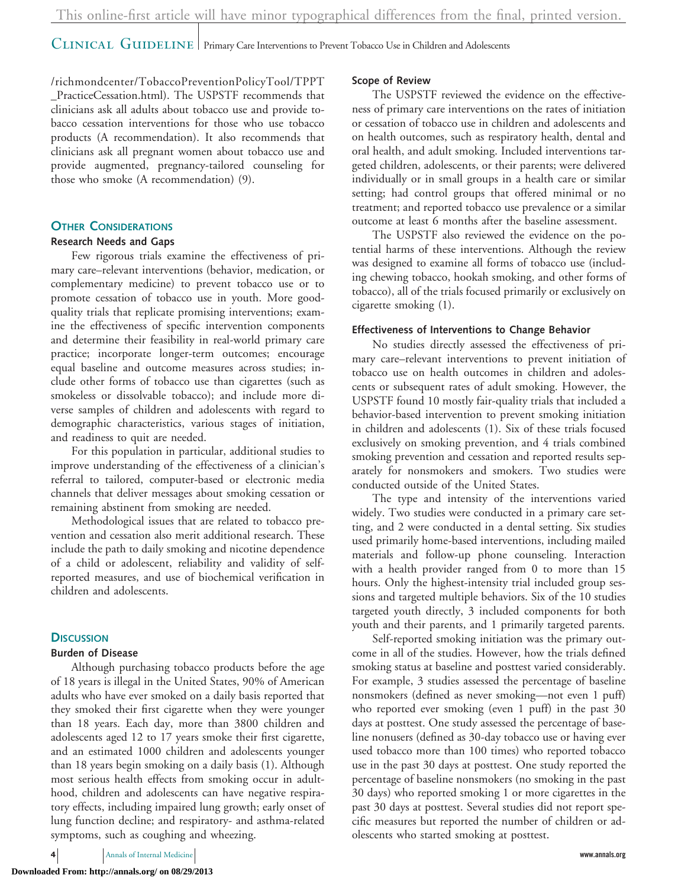/richmondcenter/TobaccoPreventionPolicyTool/TPPT_PracticeCessation.html). The USPSTF recommends that clinicians ask all adults about tobacco use and provide tobacco cessation interventions for those who use tobacco products (A recommendation). It also recommends that clinicians ask all pregnant women about tobacco use and provide augmented, pregnancy-tailored counseling for those who smoke (A recommendation) (9).

## Other Considerations

### Research Needs and Gaps

Few rigorous trials examine the effectiveness of primary care–relevant interventions (behavior, medication, or complementary medicine) to prevent tobacco use or to promote cessation of tobacco use in youth. More good-quality trials that replicate promising interventions; examine the effectiveness of specific intervention components and determine their feasibility in real-world primary care practice; incorporate longer-term outcomes; encourage equal baseline and outcome measures across studies; include other forms of tobacco use than cigarettes (such as smokeless or dissolvable tobacco); and include more diverse samples of children and adolescents with regard to demographic characteristics, various stages of initiation, and readiness to quit are needed.

For this population in particular, additional studies to improve understanding of the effectiveness of a clinician's referral to tailored, computer-based or electronic media channels that deliver messages about smoking cessation or remaining abstinent from smoking are needed.

Methodological issues that are related to tobacco prevention and cessation also merit additional research. These include the path to daily smoking and nicotine dependence of a child or adolescent, reliability and validity of self-reported measures, and use of biochemical verification in children and adolescents.

## Discussion

### Burden of Disease

Although purchasing tobacco products before the age of 18 years is illegal in the United States, 90% of American adults who have ever smoked on a daily basis reported that they smoked their first cigarette when they were younger than 18 years. Each day, more than 3800 children and adolescents aged 12 to 17 years smoke their first cigarette, and an estimated 1000 children and adolescents younger than 18 years begin smoking on a daily basis (1). Although most serious health effects from smoking occur in adulthood, children and adolescents can have negative respiratory effects, including impaired lung growth; early onset of lung function decline; and respiratory- and asthma-related symptoms, such as coughing and wheezing.

### Scope of Review

The USPSTF reviewed the evidence on the effectiveness of primary care interventions on the rates of initiation or cessation of tobacco use in children and adolescents and on health outcomes, such as respiratory health, dental and oral health, and adult smoking. Included interventions targeted children, adolescents, or their parents; were delivered individually or in small groups in a health care or similar setting; had control groups that offered minimal or no treatment; and reported tobacco use prevalence or a similar outcome at least 6 months after the baseline assessment.

The USPSTF also reviewed the evidence on the potential harms of these interventions. Although the review was designed to examine all forms of tobacco use (including chewing tobacco, hookah smoking, and other forms of tobacco), all of the trials focused primarily or exclusively on cigarette smoking (1).

### Effectiveness of Interventions to Change Behavior

No studies directly assessed the effectiveness of primary care–relevant interventions to prevent initiation of tobacco use on health outcomes in children and adolescents or subsequent rates of adult smoking. However, the USPSTF found 10 mostly fair-quality trials that included a behavior-based intervention to prevent smoking initiation in children and adolescents (1). Six of these trials focused exclusively on smoking prevention, and 4 trials combined smoking prevention and cessation and reported results separately for nonsmokers and smokers. Two studies were conducted outside of the United States.

The type and intensity of the interventions varied widely. Two studies were conducted in a primary care setting, and 2 were conducted in a dental setting. Six studies used primarily home-based interventions, including mailed materials and follow-up phone counseling. Interaction with a health provider ranged from 0 to more than 15 hours. Only the highest-intensity trial included group sessions and targeted multiple behaviors. Six of the 10 studies targeted youth directly, 3 included components for both youth and their parents, and 1 primarily targeted parents.

Self-reported smoking initiation was the primary outcome in all of the studies. However, how the trials defined smoking status at baseline and posttest varied considerably. For example, 3 studies assessed the percentage of baseline nonsmokers (defined as never smoking—not even 1 puff) who reported ever smoking (even 1 puff) in the past 30 days at posttest. One study assessed the percentage of baseline nonusers (defined as 30-day tobacco use or having ever used tobacco more than 100 times) who reported tobacco use in the past 30 days at posttest. One study reported the percentage of baseline nonsmokers (no smoking in the past 30 days) who reported smoking 1 or more cigarettes in the past 30 days at posttest. Several studies did not report specific measures but reported the number of children or adolescents who started smoking at posttest.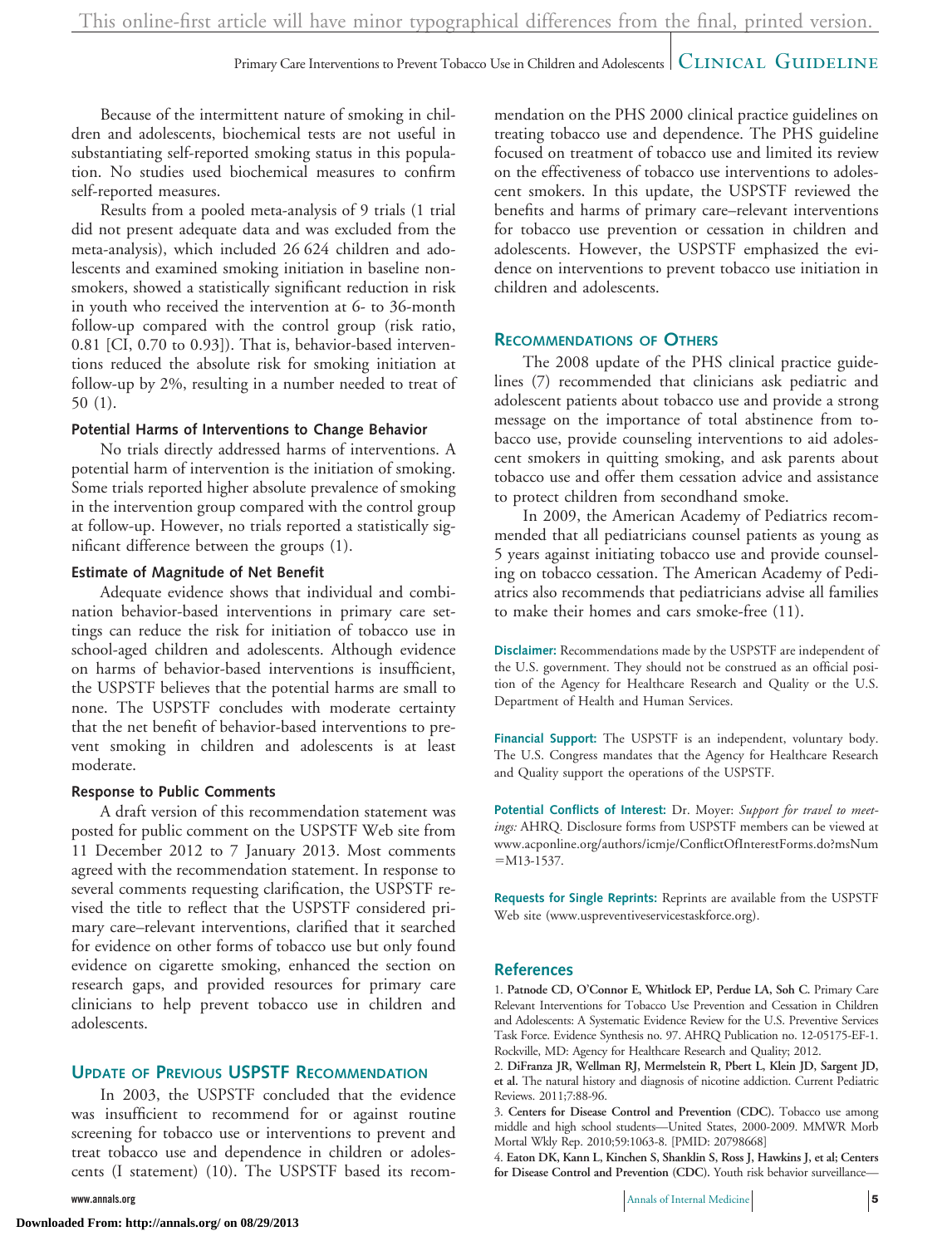Because of the intermittent nature of smoking in children and adolescents, biochemical tests are not useful in substantiating self-reported smoking status in this population. No studies used biochemical measures to confirm self-reported measures.

Results from a pooled meta-analysis of 9 trials (1 trial did not present adequate data and was excluded from the meta-analysis), which included 26 624 children and adolescents and examined smoking initiation in baseline nonsmokers, showed a statistically significant reduction in risk in youth who received the intervention at 6- to 36-month follow-up compared with the control group (risk ratio, 0.81 [CI, 0.70 to 0.93]). That is, behavior-based interventions reduced the absolute risk for smoking initiation at follow-up by 2%, resulting in a number needed to treat of 50 (1).

### Potential Harms of Interventions to Change Behavior

No trials directly addressed harms of interventions. A potential harm of intervention is the initiation of smoking. Some trials reported higher absolute prevalence of smoking in the intervention group compared with the control group at follow-up. However, no trials reported a statistically significant difference between the groups (1).

### Estimate of Magnitude of Net Benefit

Adequate evidence shows that individual and combination behavior-based interventions in primary care settings can reduce the risk for initiation of tobacco use in school-aged children and adolescents. Although evidence on harms of behavior-based interventions is insufficient, the USPSTF believes that the potential harms are small to none. The USPSTF concludes with moderate certainty that the net benefit of behavior-based interventions to prevent smoking in children and adolescents is at least moderate.

### Response to Public Comments

A draft version of this recommendation statement was posted for public comment on the USPSTF Web site from 11 December 2012 to 7 January 2013. Most comments agreed with the recommendation statement. In response to several comments requesting clarification, the USPSTF revised the title to reflect that the USPSTF considered primary care–relevant interventions, clarified that it searched for evidence on other forms of tobacco use but only found evidence on cigarette smoking, enhanced the section on research gaps, and provided resources for primary care clinicians to help prevent tobacco use in children and adolescents.

## Update of Previous USPSTF Recommendation

In 2003, the USPSTF concluded that the evidence was insufficient to recommend for or against routine screening for tobacco use or interventions to prevent and treat tobacco use and dependence in children or adolescents (I statement) (10). The USPSTF based its recommendation on the PHS 2000 clinical practice guidelines on treating tobacco use and dependence. The PHS guideline focused on treatment of tobacco use and limited its review on the effectiveness of tobacco use interventions to adolescent smokers. In this update, the USPSTF reviewed the benefits and harms of primary care–relevant interventions for tobacco use prevention or cessation in children and adolescents. However, the USPSTF emphasized the evidence on interventions to prevent tobacco use initiation in children and adolescents.

## Recommendations of Others

The 2008 update of the PHS clinical practice guidelines (7) recommended that clinicians ask pediatric and adolescent patients about tobacco use and provide a strong message on the importance of total abstinence from tobacco use, provide counseling interventions to aid adolescent smokers in quitting smoking, and ask parents about tobacco use and offer them cessation advice and assistance to protect children from secondhand smoke.

In 2009, the American Academy of Pediatrics recommended that all pediatricians counsel patients as young as 5 years against initiating tobacco use and provide counseling on tobacco cessation. The American Academy of Pediatrics also recommends that pediatricians advise all families to make their homes and cars smoke-free (11).

**Disclaimer:** Recommendations made by the USPSTF are independent of the U.S. government. They should not be construed as an official position of the Agency for Healthcare Research and Quality or the U.S. Department of Health and Human Services.

**Financial Support:** The USPSTF is an independent, voluntary body. The U.S. Congress mandates that the Agency for Healthcare Research and Quality support the operations of the USPSTF.

**Potential Conflicts of Interest:** Dr. Moyer: *Support for travel to meetings:* AHRQ. Disclosure forms from USPSTF members can be viewed at www.acponline.org/authors/icmje/ConflictOfInterestForms.do?msNum=M13-1537.

**Requests for Single Reprints:** Reprints are available from the USPSTF Web site (www.uspreventiveservicestaskforce.org).

## References

1. **Patnode CD, O'Connor E, Whitlock EP, Perdue LA, Soh C.** Primary Care Relevant Interventions for Tobacco Use Prevention and Cessation in Children and Adolescents: A Systematic Evidence Review for the U.S. Preventive Services Task Force. Evidence Synthesis no. 97. AHRQ Publication no. 12-05175-EF-1. Rockville, MD: Agency for Healthcare Research and Quality; 2012.
2. **DiFranza JR, Wellman RJ, Mermelstein R, Pbert L, Klein JD, Sargent JD, et al.** The natural history and diagnosis of nicotine addiction. Current Pediatric Reviews. 2011;7:88-96.
3. **Centers for Disease Control and Prevention (CDC).** Tobacco use among middle and high school students—United States, 2000-2009. MMWR Morb Mortal Wkly Rep. 2010;59:1063-8. [PMID: 20798668]
4. **Eaton DK, Kann L, Kinchen S, Shanklin S, Ross J, Hawkins J, et al; Centers for Disease Control and Prevention (CDC).** Youth risk behavior surveillance—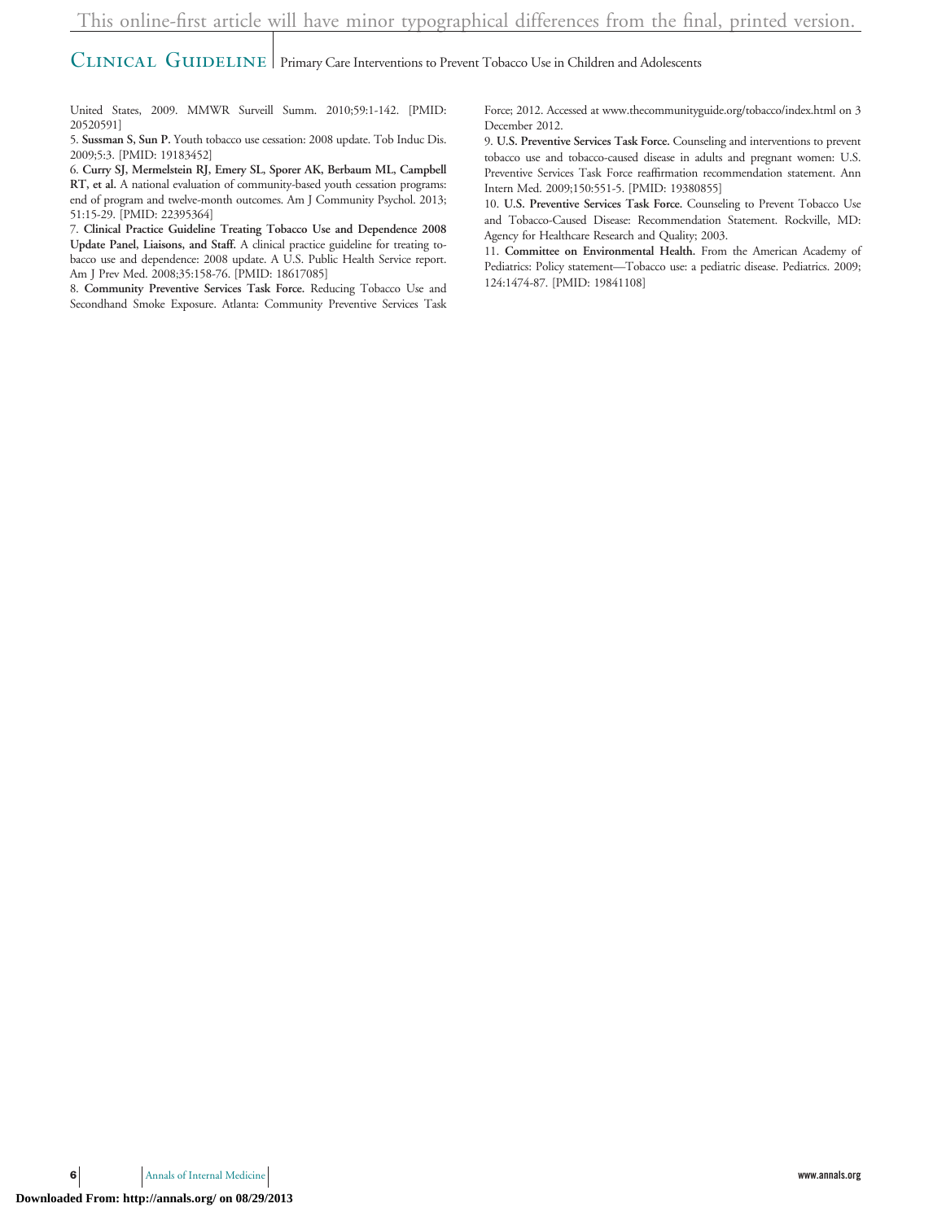United States, 2009. MMWR Surveill Summ. 2010;59:1-142. [PMID: 20520591]

5. **Sussman S, Sun P.** Youth tobacco use cessation: 2008 update. Tob Induc Dis. 2009;5:3. [PMID: 19183452]

6. **Curry SJ, Mermelstein RJ, Emery SL, Sporer AK, Berbaum ML, Campbell RT, et al.** A national evaluation of community-based youth cessation programs: end of program and twelve-month outcomes. Am J Community Psychol. 2013; 51:15-29. [PMID: 22395364]

7. **Clinical Practice Guideline Treating Tobacco Use and Dependence 2008 Update Panel, Liaisons, and Staff.** A clinical practice guideline for treating tobacco use and dependence: 2008 update. A U.S. Public Health Service report. Am J Prev Med. 2008;35:158-76. [PMID: 18617085]

8. **Community Preventive Services Task Force.** Reducing Tobacco Use and Secondhand Smoke Exposure. Atlanta: Community Preventive Services Task Force; 2012. Accessed at www.thecommunityguide.org/tobacco/index.html on 3 December 2012.

9. **U.S. Preventive Services Task Force.** Counseling and interventions to prevent tobacco use and tobacco-caused disease in adults and pregnant women: U.S. Preventive Services Task Force reaffirmation recommendation statement. Ann Intern Med. 2009;150:551-5. [PMID: 19380855]

10. **U.S. Preventive Services Task Force.** Counseling to Prevent Tobacco Use and Tobacco-Caused Disease: Recommendation Statement. Rockville, MD: Agency for Healthcare Research and Quality; 2003.

11. **Committee on Environmental Health.** From the American Academy of Pediatrics: Policy statement—Tobacco use: a pediatric disease. Pediatrics. 2009; 124:1474-87. [PMID: 19841108]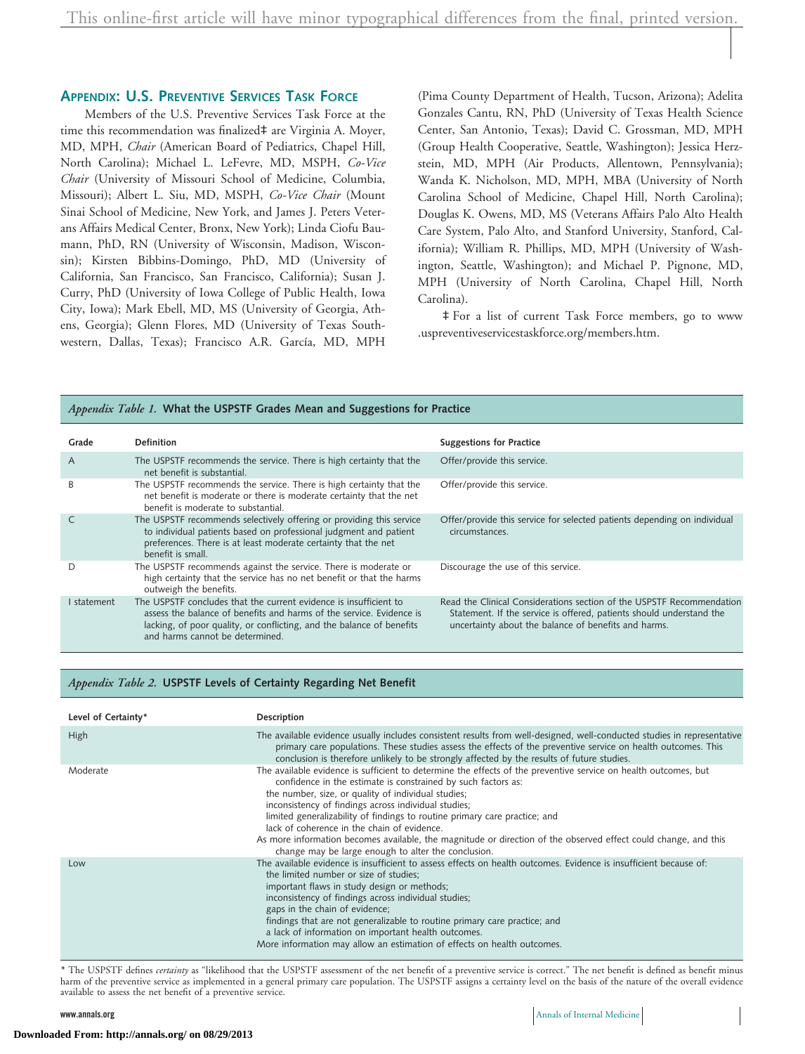## Appendix: U.S. Preventive Services Task Force

Members of the U.S. Preventive Services Task Force at the time this recommendation was finalized‡ are Virginia A. Moyer, MD, MPH, *Chair* (American Board of Pediatrics, Chapel Hill, North Carolina); Michael L. LeFevre, MD, MSPH, *Co-Vice Chair* (University of Missouri School of Medicine, Columbia, Missouri); Albert L. Siu, MD, MSPH, *Co-Vice Chair* (Mount Sinai School of Medicine, New York, and James J. Peters Veterans Affairs Medical Center, Bronx, New York); Linda Ciofu Baumann, PhD, RN (University of Wisconsin, Madison, Wisconsin); Kirsten Bibbins-Domingo, PhD, MD (University of California, San Francisco, San Francisco, California); Susan J. Curry, PhD (University of Iowa College of Public Health, Iowa City, Iowa); Mark Ebell, MD, MS (University of Georgia, Athens, Georgia); Glenn Flores, MD (University of Texas Southwestern, Dallas, Texas); Francisco A.R. García, MD, MPH (Pima County Department of Health, Tucson, Arizona); Adelita Gonzales Cantu, RN, PhD (University of Texas Health Science Center, San Antonio, Texas); David C. Grossman, MD, MPH (Group Health Cooperative, Seattle, Washington); Jessica Herzstein, MD, MPH (Air Products, Allentown, Pennsylvania); Wanda K. Nicholson, MD, MPH, MBA (University of North Carolina School of Medicine, Chapel Hill, North Carolina); Douglas K. Owens, MD, MS (Veterans Affairs Palo Alto Health Care System, Palo Alto, and Stanford University, Stanford, California); William R. Phillips, MD, MPH (University of Washington, Seattle, Washington); and Michael P. Pignone, MD, MPH (University of North Carolina, Chapel Hill, North Carolina).

‡ For a list of current Task Force members, go to www.uspreventiveservicestaskforce.org/members.htm.

*Appendix Table 1.* **What the USPSTF Grades Mean and Suggestions for Practice**

| Grade | Definition | Suggestions for Practice |
|---|---|---|
| A | The USPSTF recommends the service. There is high certainty that the net benefit is substantial. | Offer/provide this service. |
| B | The USPSTF recommends the service. There is high certainty that the net benefit is moderate or there is moderate certainty that the net benefit is moderate to substantial. | Offer/provide this service. |
| C | The USPSTF recommends selectively offering or providing this service to individual patients based on professional judgment and patient preferences. There is at least moderate certainty that the net benefit is small. | Offer/provide this service for selected patients depending on individual circumstances. |
| D | The USPSTF recommends against the service. There is moderate or high certainty that the service has no net benefit or that the harms outweigh the benefits. | Discourage the use of this service. |
| I statement | The USPSTF concludes that the current evidence is insufficient to assess the balance of benefits and harms of the service. Evidence is lacking, of poor quality, or conflicting, and the balance of benefits and harms cannot be determined. | Read the Clinical Considerations section of the USPSTF Recommendation Statement. If the service is offered, patients should understand the uncertainty about the balance of benefits and harms. |

*Appendix Table 2.* **USPSTF Levels of Certainty Regarding Net Benefit**

| Level of Certainty* | Description |
|---|---|
| High | The available evidence usually includes consistent results from well-designed, well-conducted studies in representative primary care populations. These studies assess the effects of the preventive service on health outcomes. This conclusion is therefore unlikely to be strongly affected by the results of future studies. |
| Moderate | The available evidence is sufficient to determine the effects of the preventive service on health outcomes, but confidence in the estimate is constrained by such factors as: the number, size, or quality of individual studies; inconsistency of findings across individual studies; limited generalizability of findings to routine primary care practice; and lack of coherence in the chain of evidence. As more information becomes available, the magnitude or direction of the observed effect could change, and this change may be large enough to alter the conclusion. |
| Low | The available evidence is insufficient to assess effects on health outcomes. Evidence is insufficient because of: the limited number or size of studies; important flaws in study design or methods; inconsistency of findings across individual studies; gaps in the chain of evidence; findings that are not generalizable to routine primary care practice; and a lack of information on important health outcomes. More information may allow an estimation of effects on health outcomes. |

\* The USPSTF defines *certainty* as "likelihood that the USPSTF assessment of the net benefit of a preventive service is correct." The net benefit is defined as benefit minus harm of the preventive service as implemented in a general primary care population. The USPSTF assigns a certainty level on the basis of the nature of the overall evidence available to assess the net benefit of a preventive service.